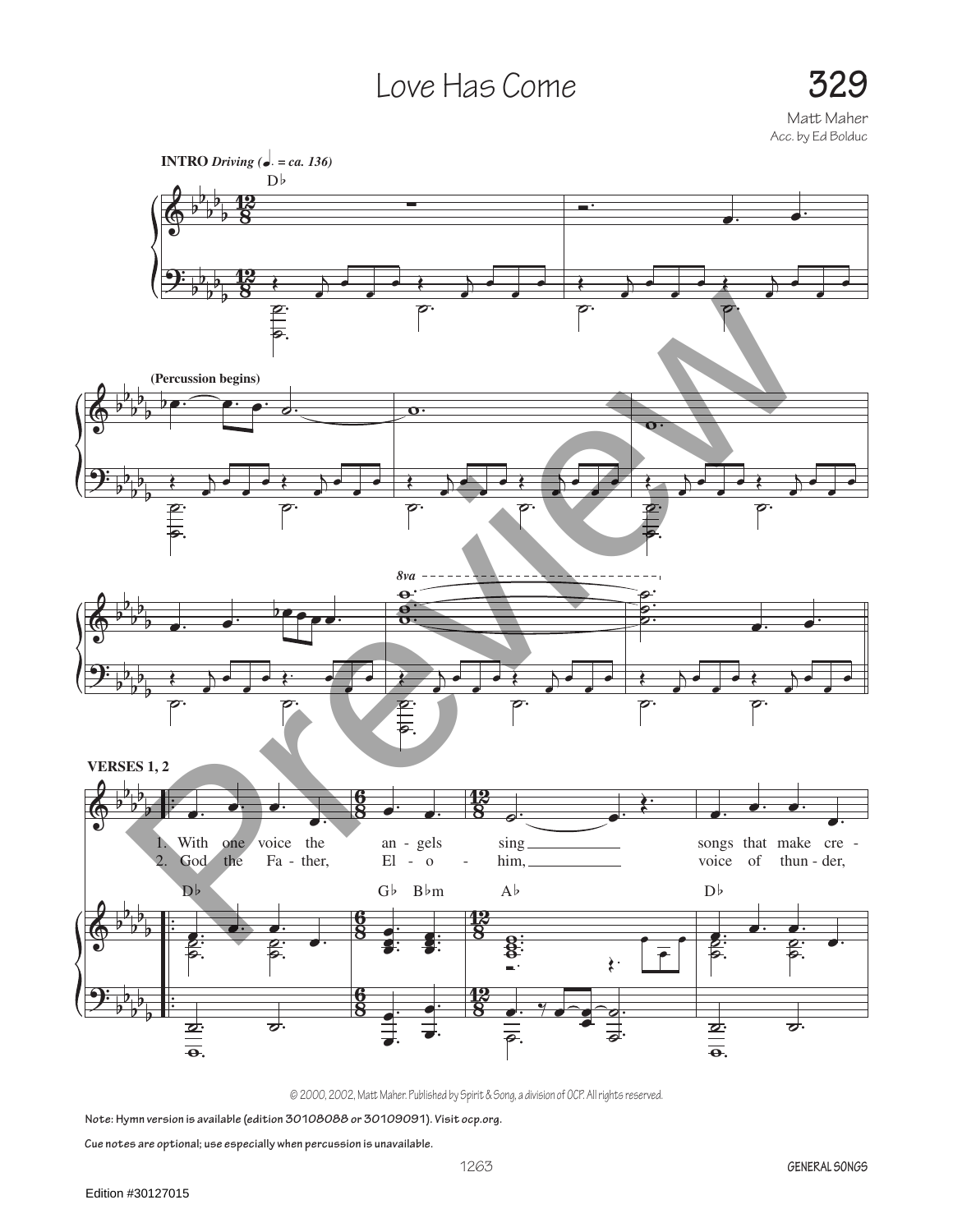# Love Has Come

**329**

Matt Maher
Acc. by Ed Bolduc

**INTRO** *Driving* (♩. = ca. 136)

D♭

(Percussion begins)

8va

**VERSES 1, 2**

1. With one voice the an - gels sing songs that make cre -
2. God the Fa - ther, El - o - him, voice of thun - der,

D♭ G♭ B♭m A♭ D♭

© 2000, 2002, Matt Maher. Published by Spirit & Song, a division of OCP. All rights reserved.

**Note: Hymn version is available (edition 30108088 or 30109091). Visit ocp.org.**

**Cue notes are optional; use especially when percussion is unavailable.**

GENERAL SONGS

Edition #30127015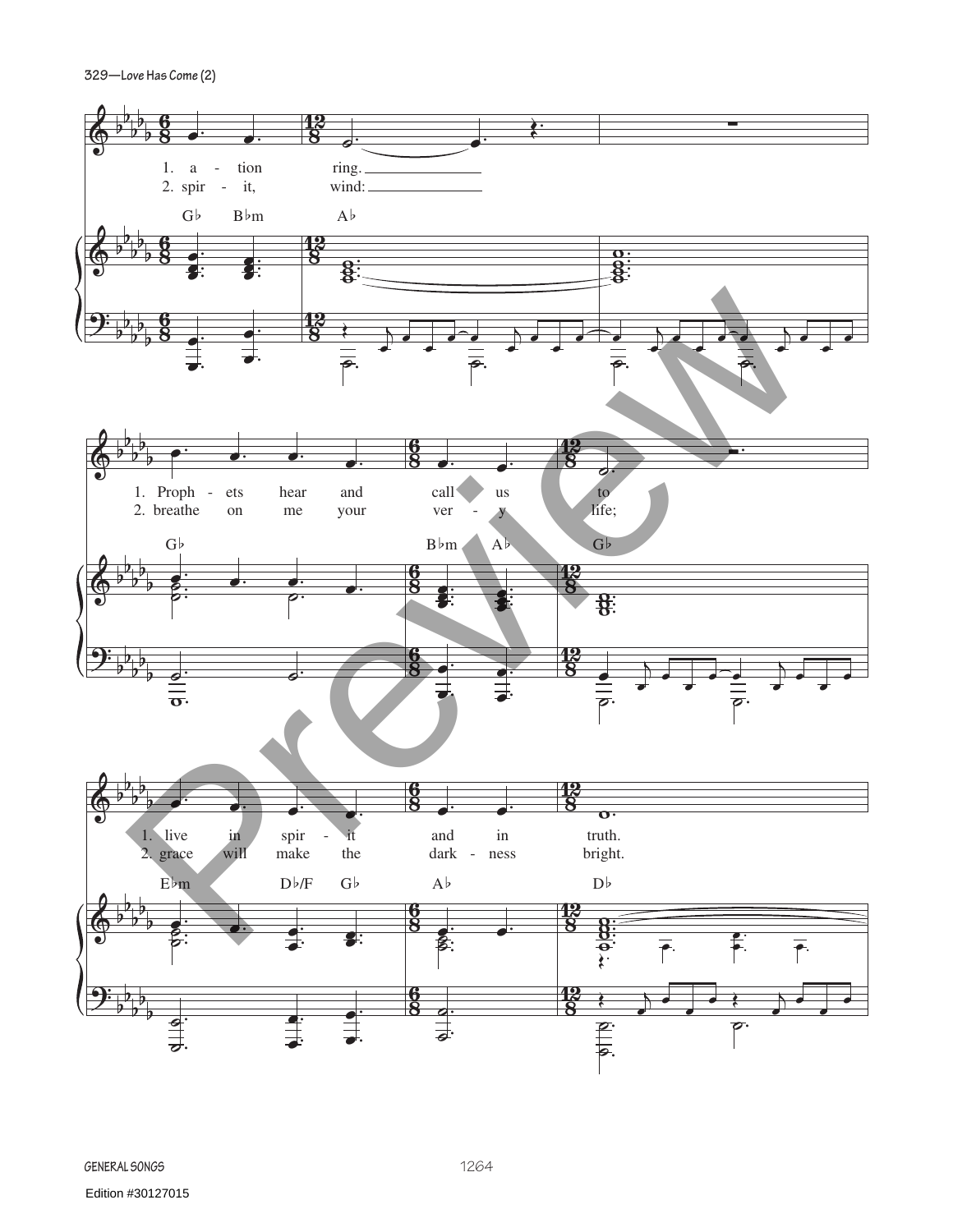329—Love Has Come (2)

1. a - tion ring.
2. spir - it, wind:

G♭ B♭m A♭

1. Proph - ets hear and call us to
2. breathe on me your ver - y life;

G♭ B♭m A♭ G♭

1. live in spir - it and in truth.
2. grace will make the dark - ness bright.

E♭m D♭/F G♭ A♭ D♭

Preview

GENERAL SONGS

Edition #30127015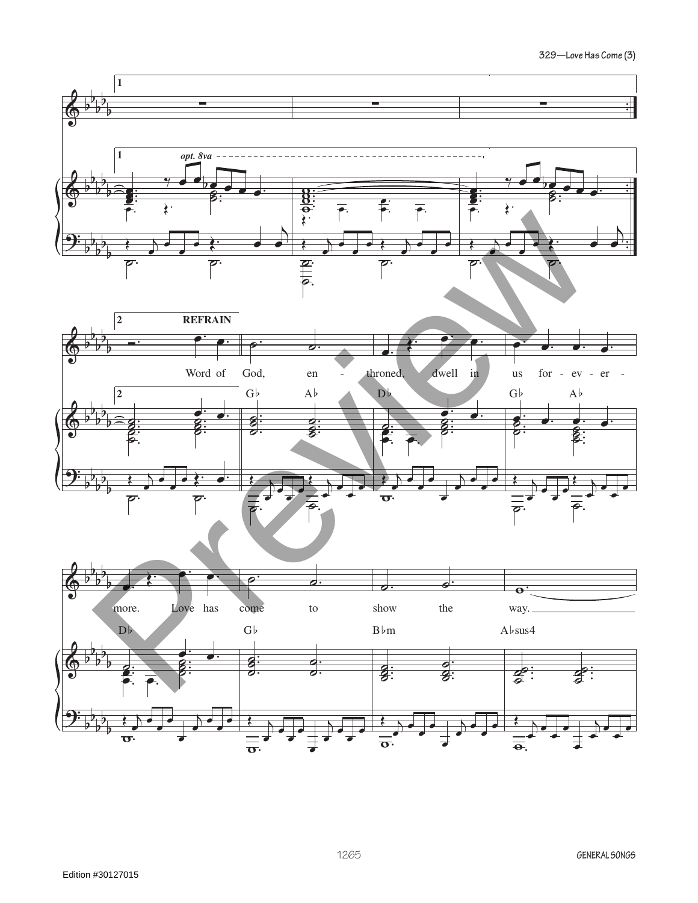1

*opt. 8va*

2 **REFRAIN**

Word of God, en - throned, dwell in us for - ev - er - more. Love has come to show the way.

G♭ A♭ D♭ G♭ A♭ D♭ G♭ B♭m A♭sus4

Edition #30127015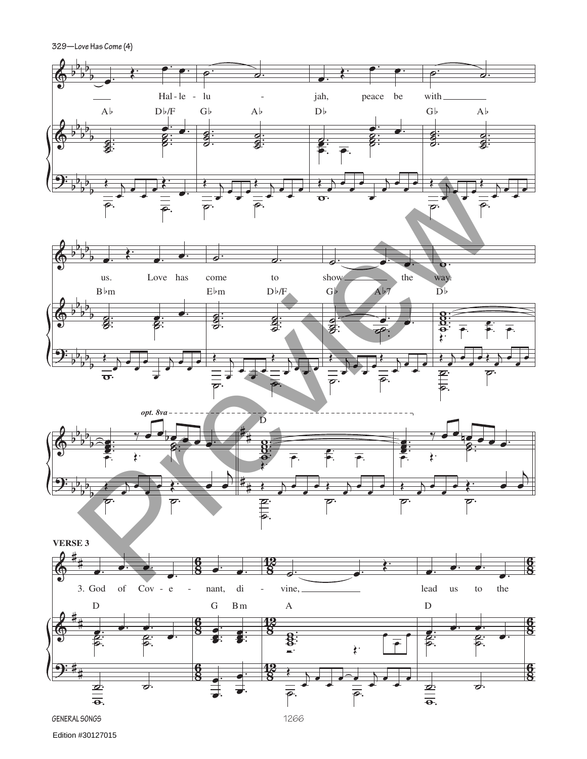Hal - le - lu - jah, peace be with us. Love has come to show the way.

A♭ D♭/F G♭ A♭ D♭ G♭ A♭

B♭m E♭m D♭/F G♭ A♭7 D♭

*opt. 8va*

D

**VERSE 3**

3. God of Cov - e - nant, di - vine, lead us to the

D G Bm A D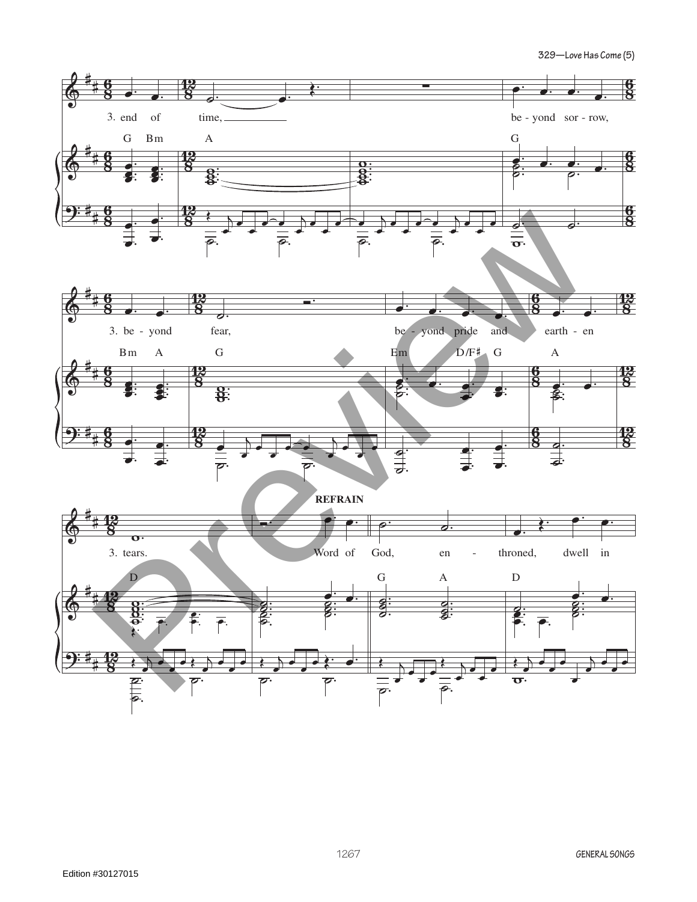3. end of time, be - yond sor - row,

G Bm A G

3. be - yond fear, be - yond pride and earth - en

Bm A G Em D/F♯ G A

**REFRAIN**

3. tears. Word of God, en - throned, dwell in

D G A D

Edition #30127015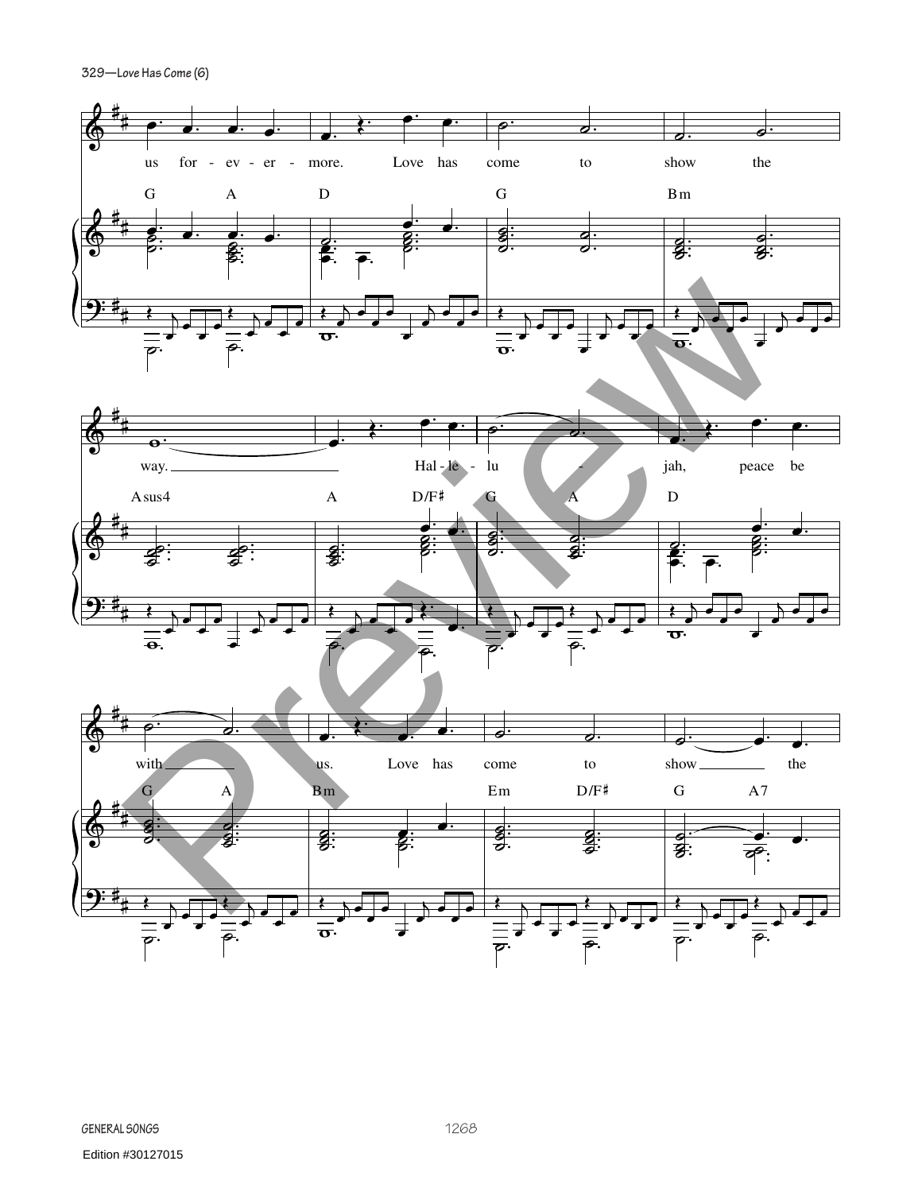us for - ev - er - more. Love has come to show the

G A D G Bm

way. Hal - le - lu - jah, peace be

Asus4 A D/F♯ G A D

with us. Love has come to show the

G A Bm Em D/F♯ G A7

Edition #30127015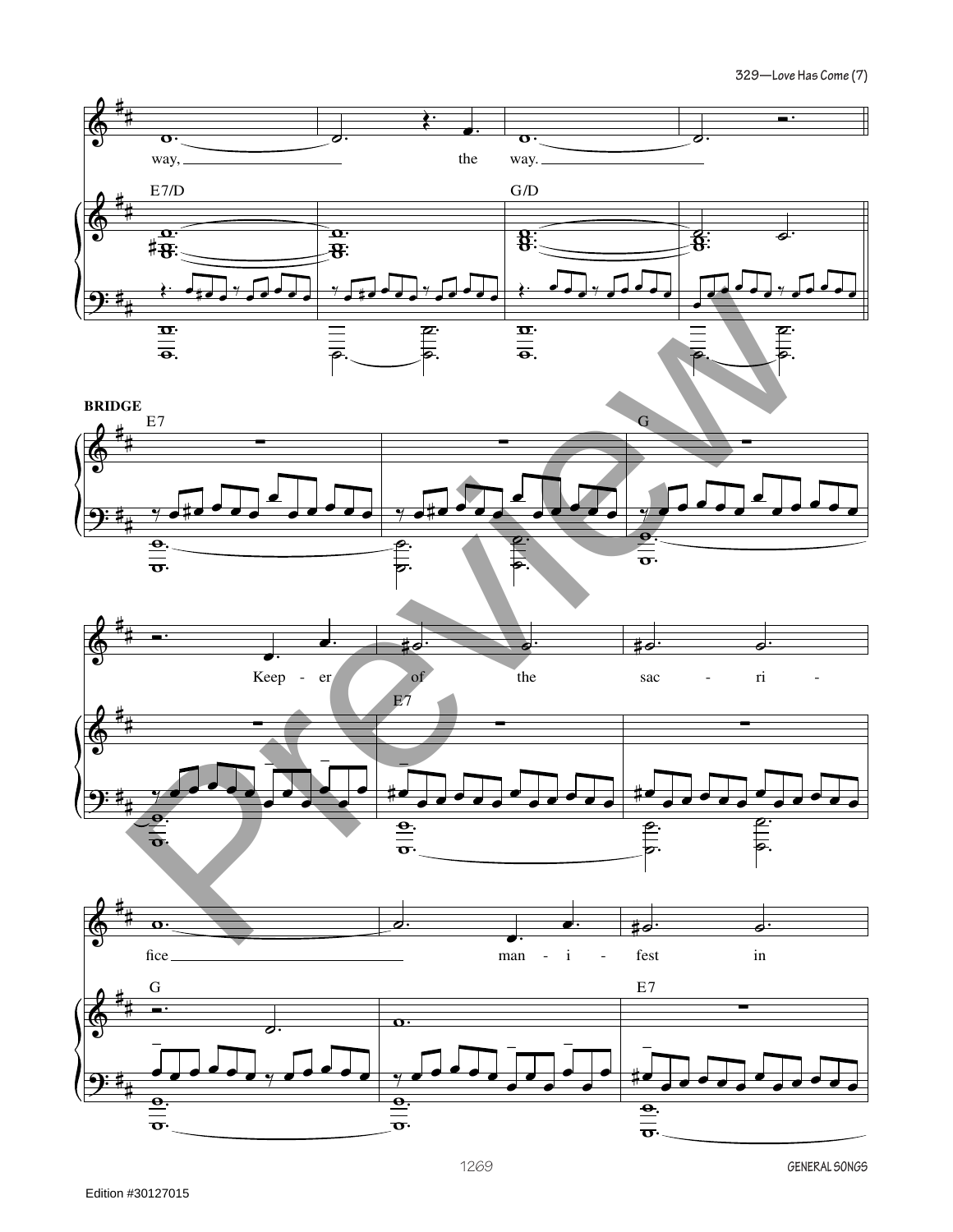**BRIDGE**

E7/D — G/D

way, ___ the way. ___

E7 — G

Keep - er of the sac - ri -

E7

G — E7

fice ___ man - i - fest in

Edition #30127015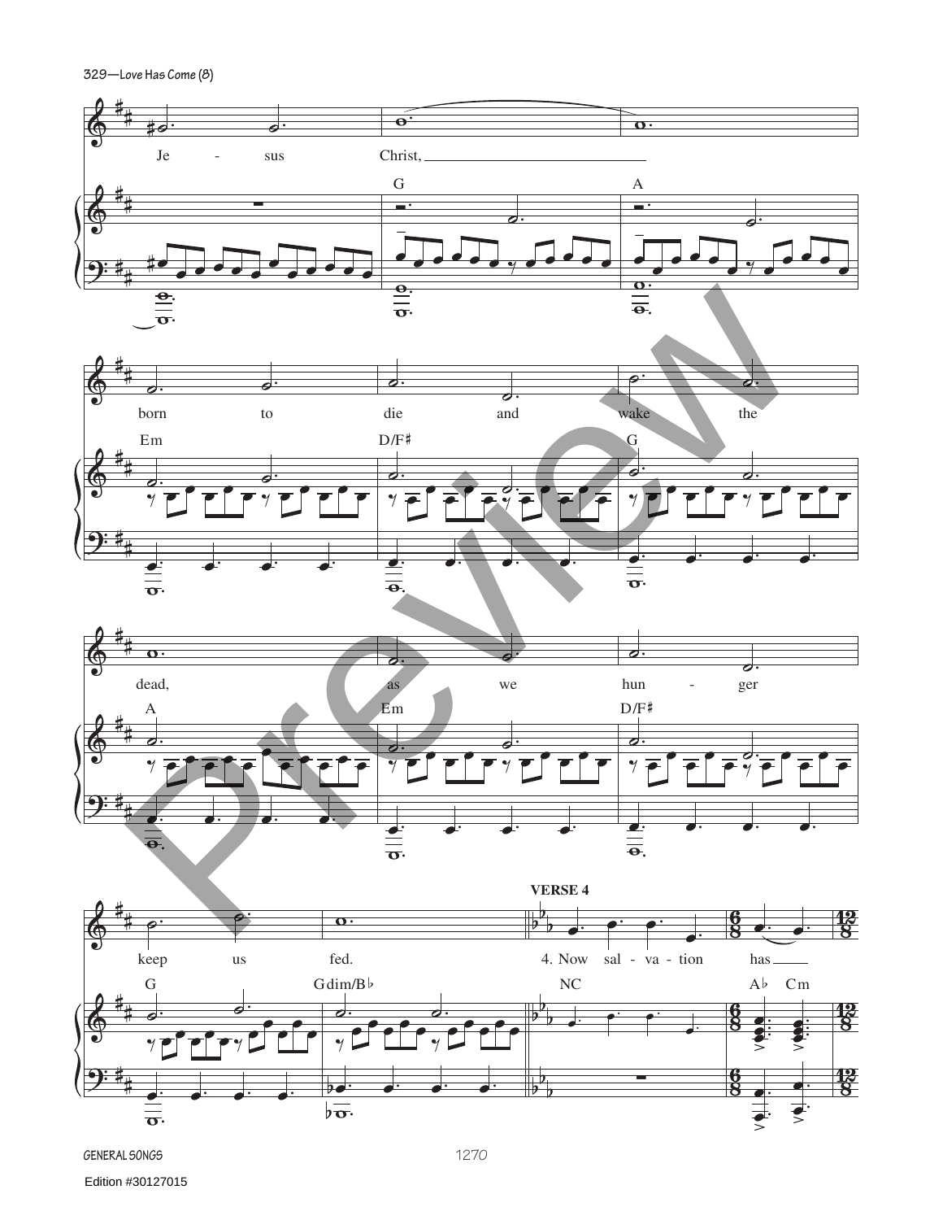Je - sus Christ,

G A

born to die and wake the

Em D/F♯ G

dead, as we hun - ger

A Em D/F♯

keep us fed.

G Gdim/B♭

**VERSE 4**

4. Now sal - va - tion has

NC A♭ Cm

Edition #30127015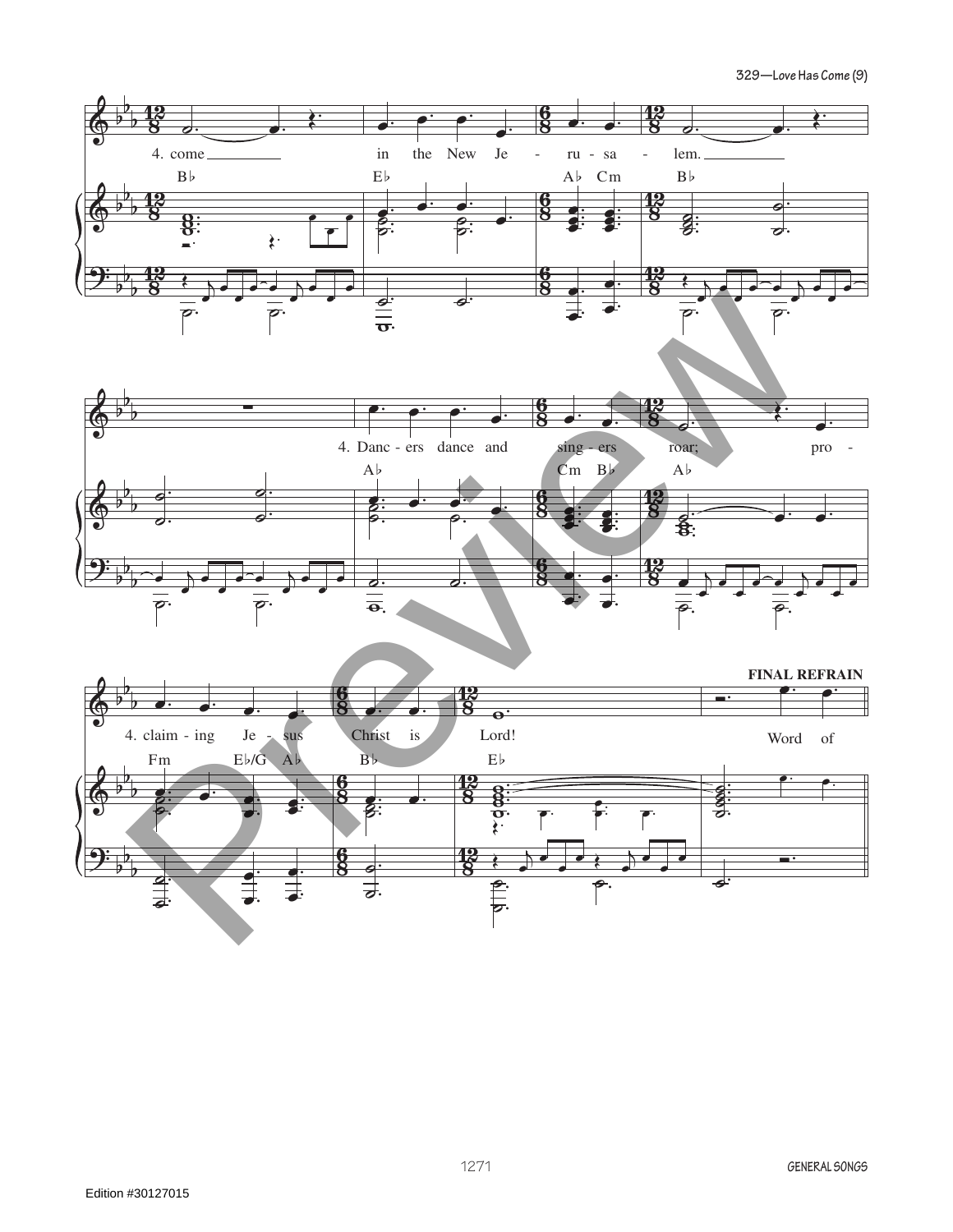4. come in the New Je - ru - sa - lem.

B♭ E♭ A♭ Cm B♭

4. Danc - ers dance and sing - ers roar; pro -

A♭ Cm B♭ A♭

4. claim - ing Je - sus Christ is Lord!

Fm E♭/G A♭ B♭ E♭

**FINAL REFRAIN**

Word of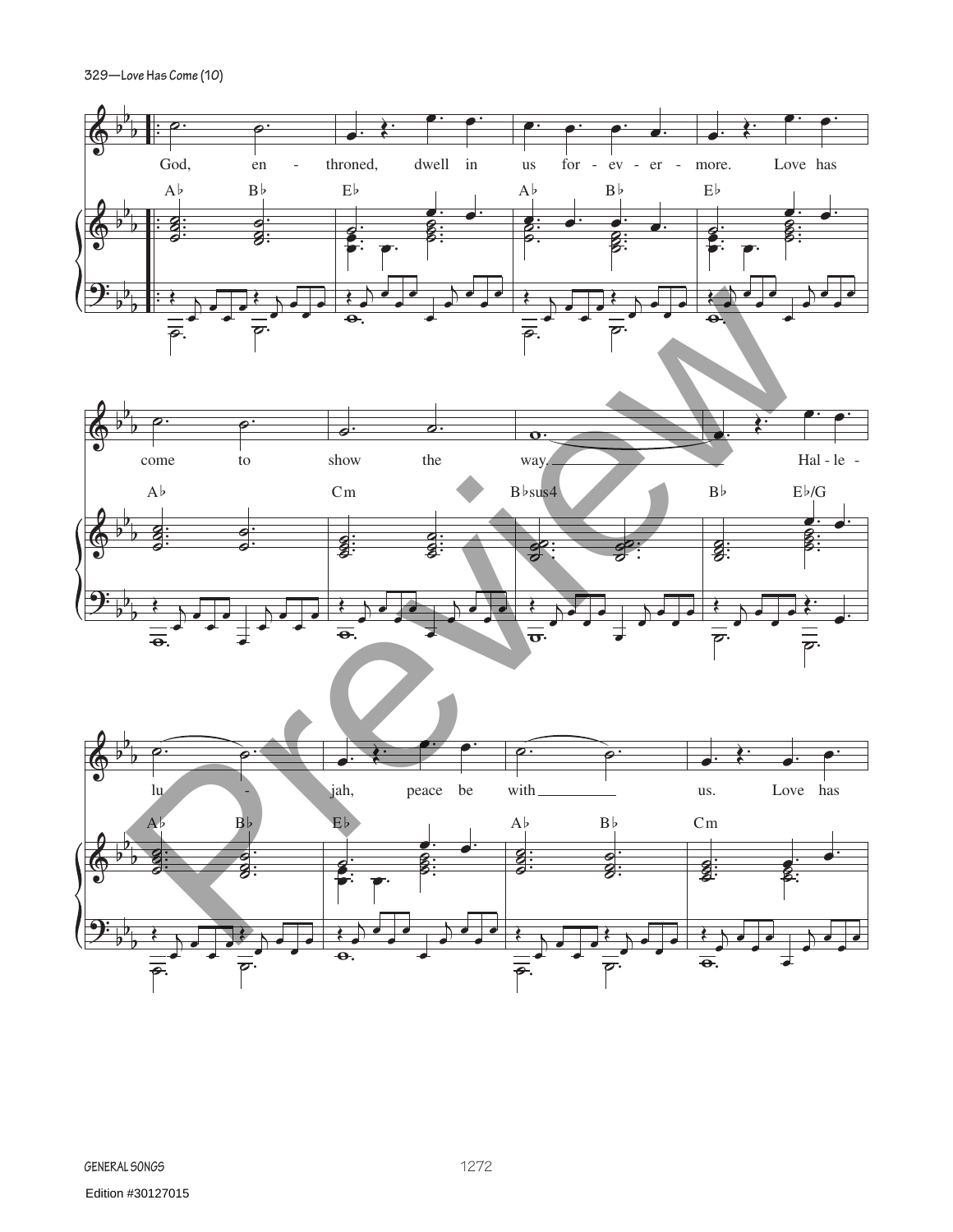God, en - throned, dwell in us for - ev - er - more. Love has

A♭ B♭ E♭ A♭ B♭ E♭

come to show the way. Hal - le -

A♭ Cm B♭sus4 B♭ E♭/G

lu - jah, peace be with us. Love has

A♭ B♭ E♭ A♭ B♭ Cm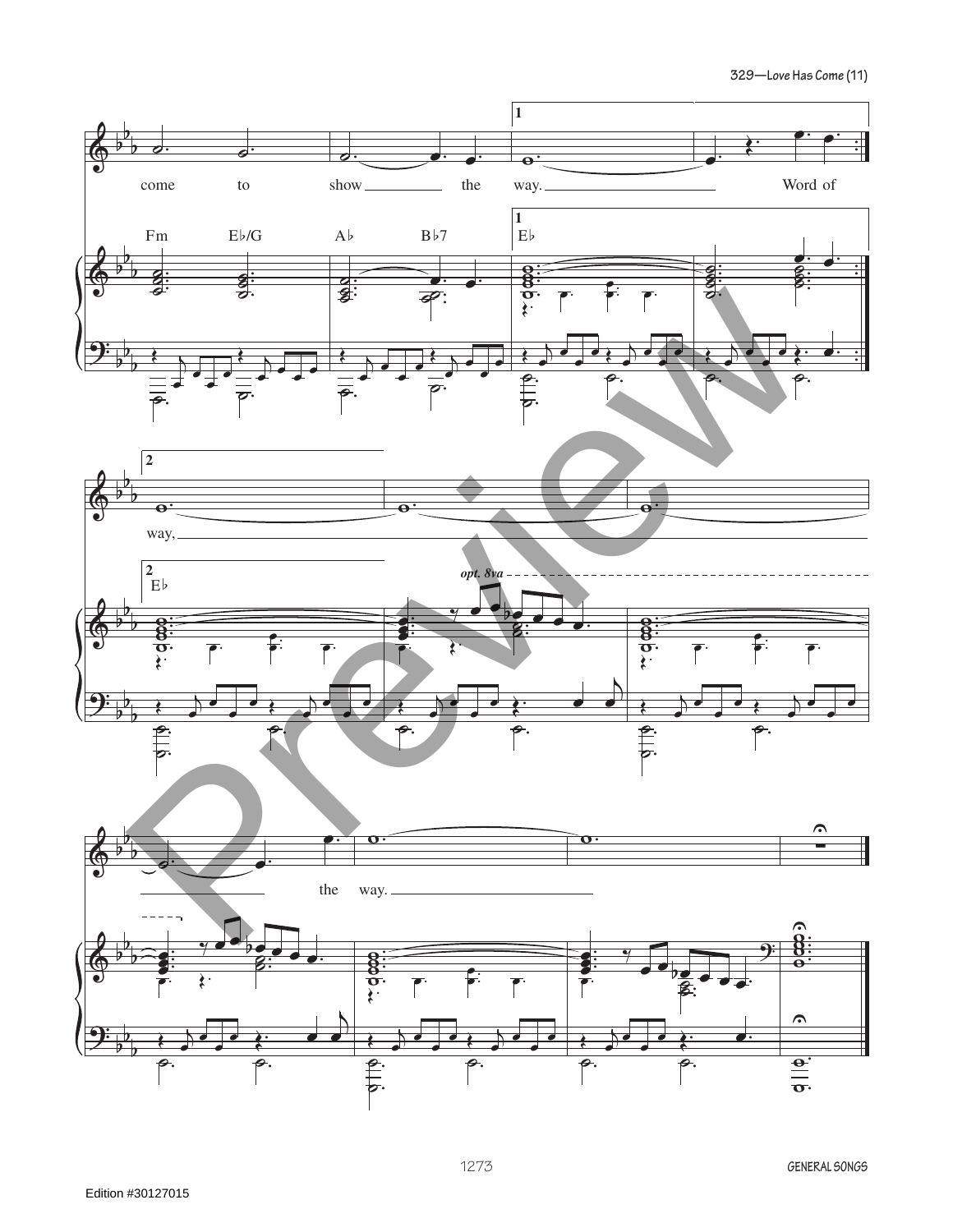come to show the way. Word of

Fm E♭/G A♭ B♭7 E♭

way,

E♭

*opt. 8va*

the way.

Edition #30127015